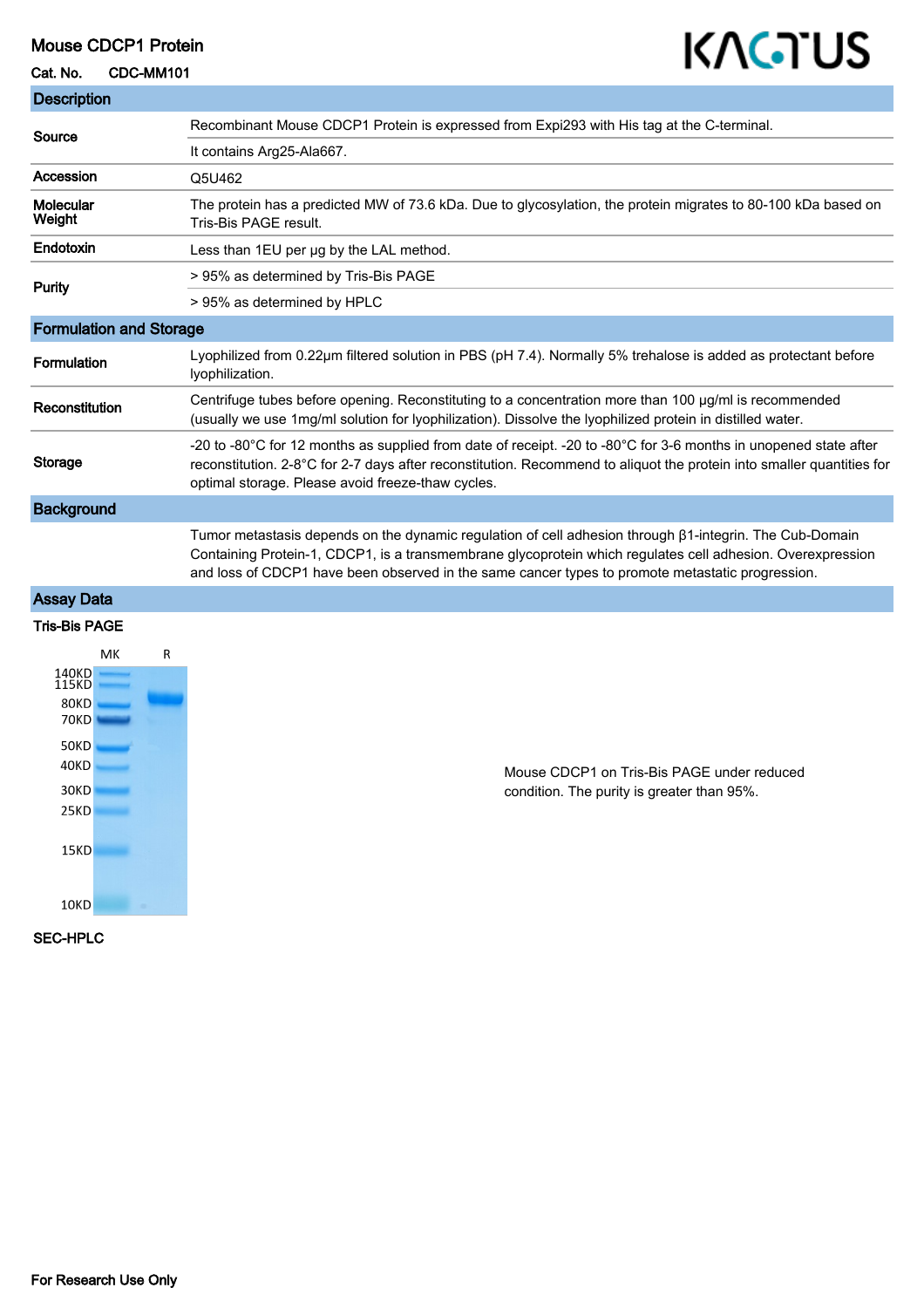# Mouse CDCP1 Protein

**Cat. No.** CDC-MM101

## Description

| | |
|---|---|
| **Source** | Recombinant Mouse CDCP1 Protein is expressed from Expi293 with His tag at the C-terminal. |
| | It contains Arg25-Ala667. |
| **Accession** | Q5U462 |
| **Molecular Weight** | The protein has a predicted MW of 73.6 kDa. Due to glycosylation, the protein migrates to 80-100 kDa based on Tris-Bis PAGE result. |
| **Endotoxin** | Less than 1EU per μg by the LAL method. |
| **Purity** | > 95% as determined by Tris-Bis PAGE |
| | > 95% as determined by HPLC |

## Formulation and Storage

| | |
|---|---|
| **Formulation** | Lyophilized from 0.22μm filtered solution in PBS (pH 7.4). Normally 5% trehalose is added as protectant before lyophilization. |
| **Reconstitution** | Centrifuge tubes before opening. Reconstituting to a concentration more than 100 μg/ml is recommended (usually we use 1mg/ml solution for lyophilization). Dissolve the lyophilized protein in distilled water. |
| **Storage** | -20 to -80°C for 12 months as supplied from date of receipt. -20 to -80°C for 3-6 months in unopened state after reconstitution. 2-8°C for 2-7 days after reconstitution. Recommend to aliquot the protein into smaller quantities for optimal storage. Please avoid freeze-thaw cycles. |

## Background

Tumor metastasis depends on the dynamic regulation of cell adhesion through β1-integrin. The Cub-Domain Containing Protein-1, CDCP1, is a transmembrane glycoprotein which regulates cell adhesion. Overexpression and loss of CDCP1 have been observed in the same cancer types to promote metastatic progression.

## Assay Data

### Tris-Bis PAGE

Mouse CDCP1 on Tris-Bis PAGE under reduced condition. The purity is greater than 95%.

### SEC-HPLC

For Research Use Only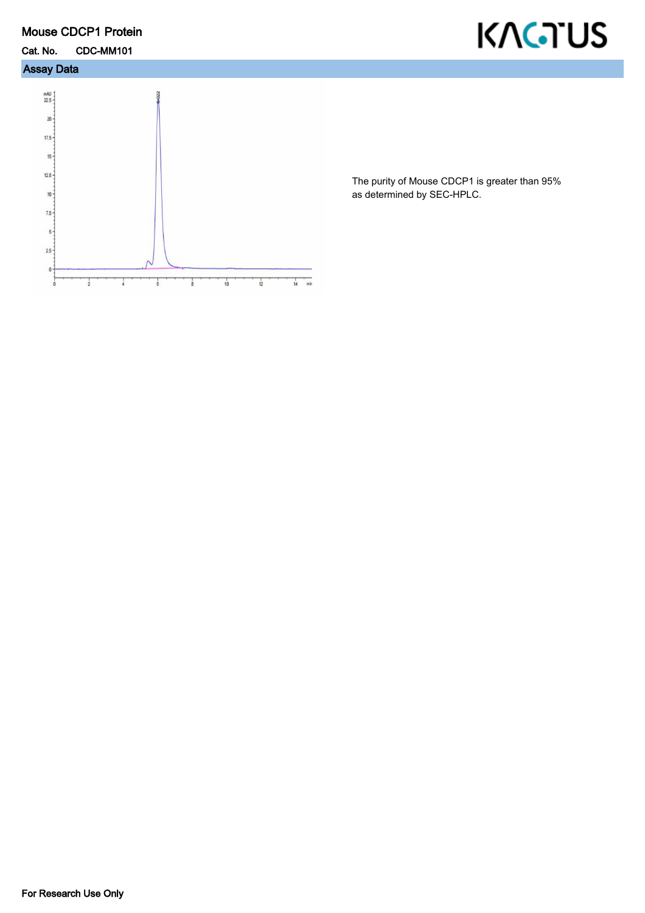Mouse CDCP1 Protein

Cat. No. CDC-MM101

## Assay Data

mAU

22.5

20

17.5

15

12.5

10

7.5

5

2.5

0

0 2 4 6 8 10 12 14 min

The purity of Mouse CDCP1 is greater than 95% as determined by SEC-HPLC.

For Research Use Only